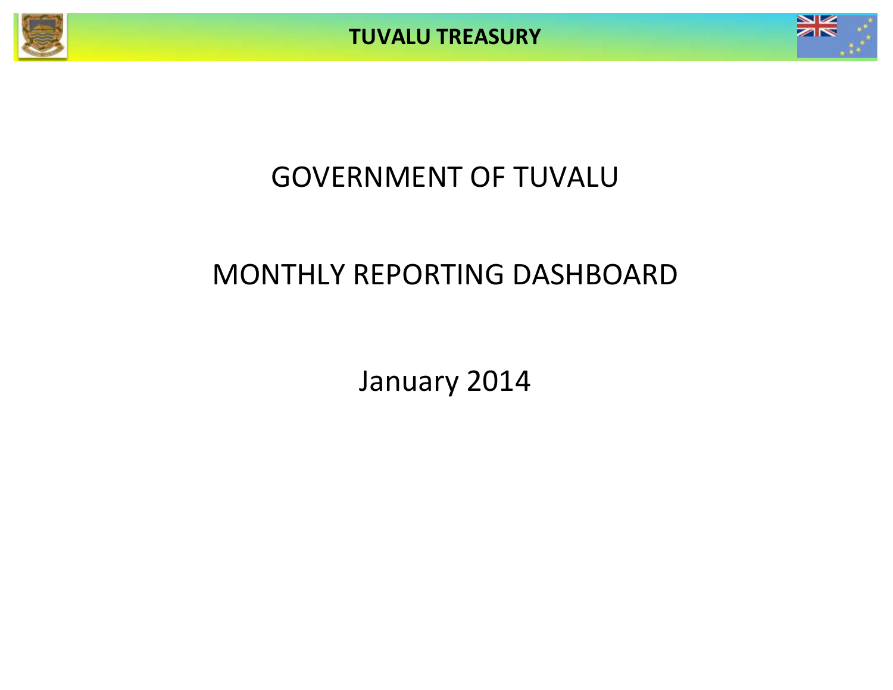# GOVERNMENT OF TUVALU

## MONTHLY REPORTING DASHBOARD

January 2014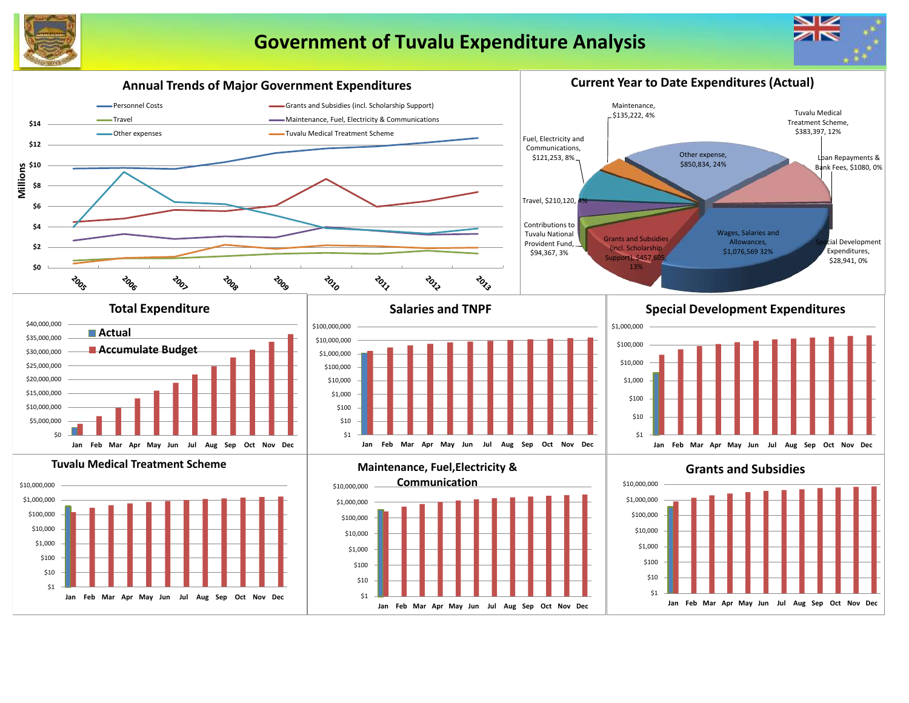# Government of Tuvalu Expenditure Analysis

## Annual Trends of Major Government Expenditures

- Personnel Costs
- Grants and Subsidies (incl. Scholarship Support)
- Travel
- Maintenance, Fuel, Electricity & Communications
- Other expenses
- Tuvalu Medical Treatment Scheme

Millions: $0, $2, $4, $6, $8, $10, $12, $14

2005, 2006, 2007, 2008, 2009, 2010, 2011, 2012, 2013

## Current Year to Date Expenditures (Actual)

- Maintenance, $135,222, 4%
- Tuvalu Medical Treatment Scheme, $383,397, 12%
- Fuel, Electricity and Communications, $121,253, 8%
- Other expense, $850,834, 24%
- Loan Repayments & Bank Fees, $1080, 0%
- Travel, $210,120, 4%
- Contributions to Tuvalu National Provident Fund, $94,367, 3%
- Grants and Subsidies (incl. Scholarship Support), $457,605, 13%
- Wages, Salaries and Allowances, $1,076,569 32%
- Special Development Expenditures, $28,941, 0%

## Total Expenditure

- Actual
- Accumulate Budget

$0 – $40,000,000; Jan, Feb, Mar, Apr, May, Jun, Jul, Aug, Sep, Oct, Nov, Dec

## Salaries and TNPF

$1 – $100,000,000; Jan – Dec

## Special Development Expenditures

$1 – $1,000,000; Jan – Dec

## Tuvalu Medical Treatment Scheme

$1 – $10,000,000; Jan – Dec

## Maintenance, Fuel,Electricity & Communication

$1 – $10,000,000; Jan – Dec

## Grants and Subsidies

$1 – $10,000,000; Jan – Dec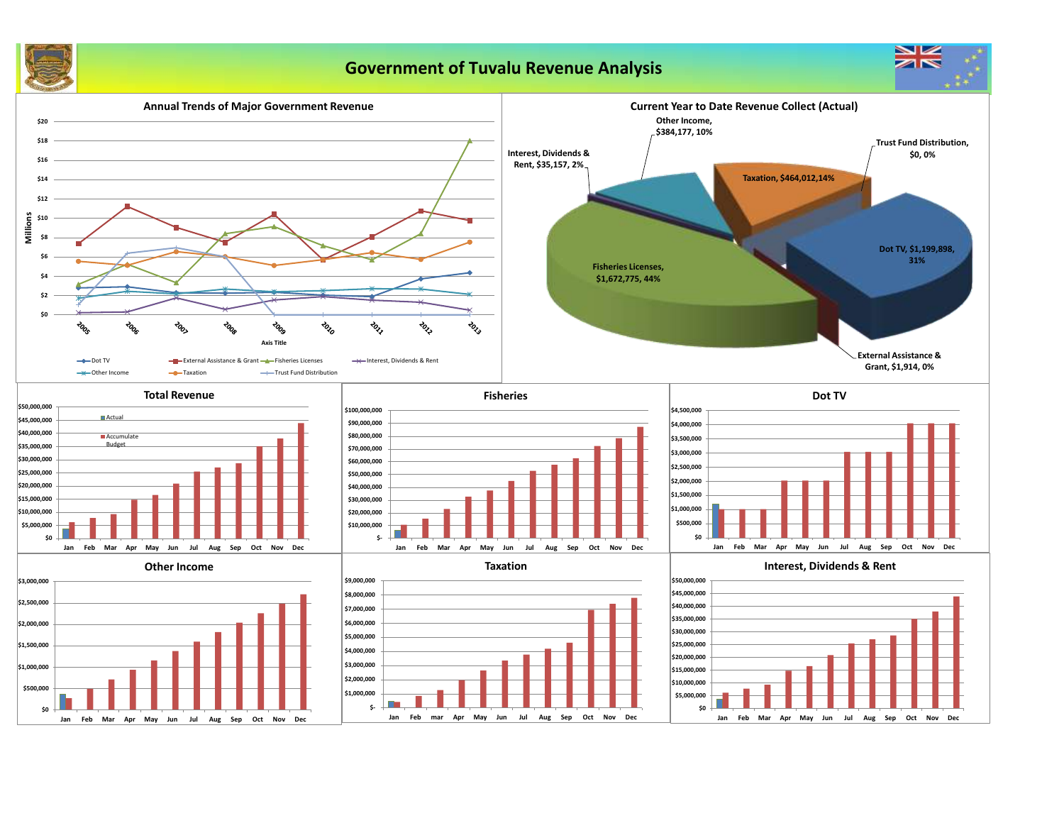# Government of Tuvalu Revenue Analysis

## Annual Trends of Major Government Revenue

Millions

$20, $18, $16, $14, $12, $10, $8, $6, $4, $2, $0

2005, 2006, 2007, 2008, 2009, 2010, 2011, 2012, 2013

Axis Title

Dot TV, External Assistance & Grant, Fisheries Licenses, Interest, Dividends & Rent, Other Income, Taxation, Trust Fund Distribution

## Current Year to Date Revenue Collect (Actual)

- Other Income, $384,177, 10%
- Trust Fund Distribution, $0, 0%
- Interest, Dividends & Rent, $35,157, 2%
- Taxation, $464,012,14%
- Dot TV, $1,199,898, 31%
- Fisheries Licenses, $1,672,775, 44%
- External Assistance & Grant, $1,914, 0%

## Total Revenue

Actual

Accumulate Budget

$50,000,000, $45,000,000, $40,000,000, $35,000,000, $30,000,000, $25,000,000, $20,000,000, $15,000,000, $10,000,000, $5,000,000, $0

Jan, Feb, Mar, Apr, May, Jun, Jul, Aug, Sep, Oct, Nov, Dec

## Fisheries

$100,000,000, $90,000,000, $80,000,000, $70,000,000, $60,000,000, $50,000,000, $40,000,000, $30,000,000, $20,000,000, $10,000,000, $-

Jan, Feb, Mar, Apr, May, Jun, Jul, Aug, Sep, Oct, Nov, Dec

## Dot TV

$4,500,000, $4,000,000, $3,500,000, $3,000,000, $2,500,000, $2,000,000, $1,500,000, $1,000,000, $500,000, $0

Jan, Feb, Mar, Apr, May, Jun, Jul, Aug, Sep, Oct, Nov, Dec

## Other Income

$3,000,000, $2,500,000, $2,000,000, $1,500,000, $1,000,000, $500,000, $0

Jan, Feb, Mar, Apr, May, Jun, Jul, Aug, Sep, Oct, Nov, Dec

## Taxation

$9,000,000, $8,000,000, $7,000,000, $6,000,000, $5,000,000, $4,000,000, $3,000,000, $2,000,000, $1,000,000, $-

Jan, Feb, mar, Apr, May, Jun, Jul, Aug, Sep, Oct, Nov, Dec

## Interest, Dividends & Rent

$50,000,000, $45,000,000, $40,000,000, $35,000,000, $30,000,000, $25,000,000, $20,000,000, $15,000,000, $10,000,000, $5,000,000, $0

Jan, Feb, Mar, Apr, May, Jun, Jul, Aug, Sep, Oct, Nov, Dec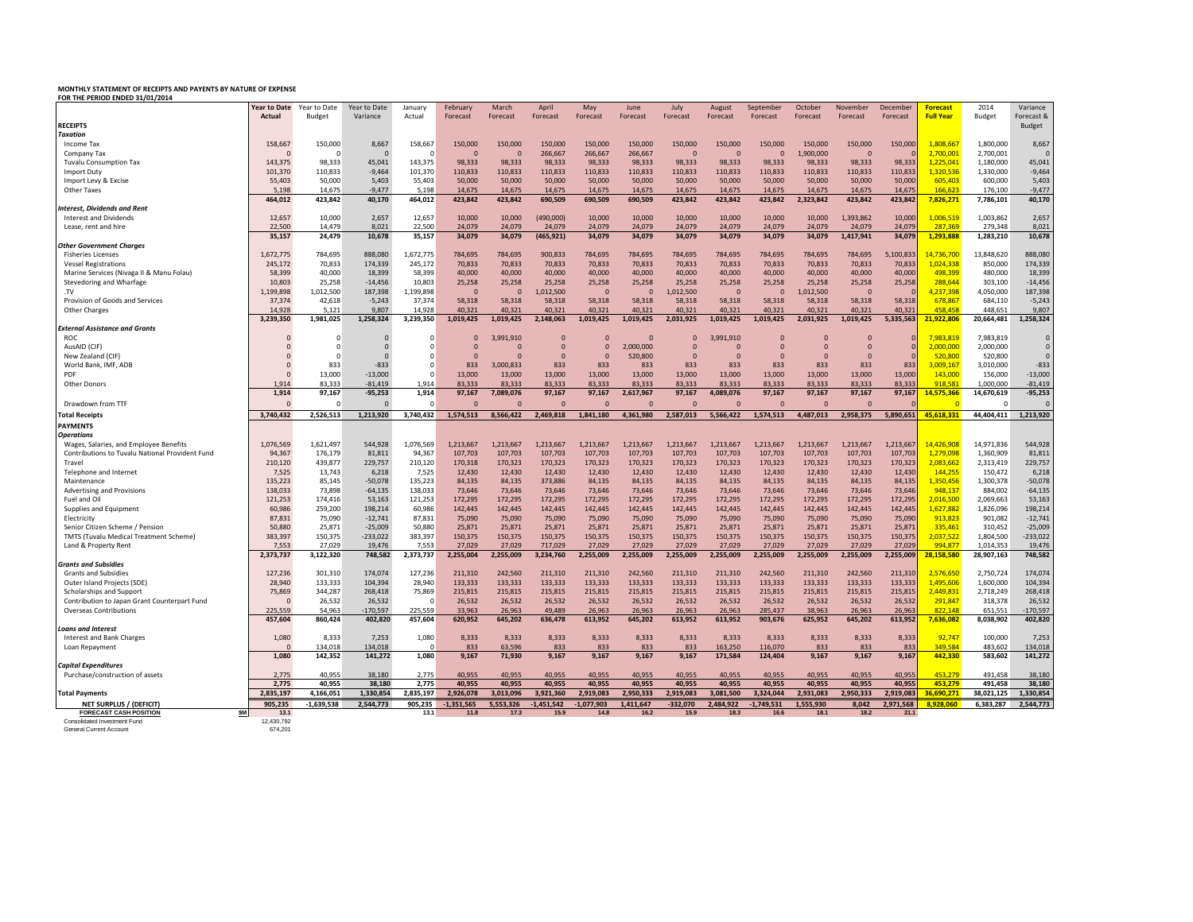# MONTHLY STATEMENT OF RECEIPTS AND PAYENTS BY NATURE OF EXPENSE

**FOR THE PERIOD ENDED 31/01/2014**

| | Year to Date Actual | Year to Date Budget | Year to Date Variance | January Actual | February Forecast | March Forecast | April Forecast | May Forecast | June Forecast | July Forecast | August Forecast | September Forecast | October Forecast | November Forecast | December Forecast | Forecast Full Year | 2014 Budget | Variance Forecast & Budget |
|---|---|---|---|---|---|---|---|---|---|---|---|---|---|---|---|---|---|---|
| **RECEIPTS** | | | | | | | | | | | | | | | | | | |
| ***Taxation*** | | | | | | | | | | | | | | | | | | |
| Income Tax | 158,667 | 150,000 | 8,667 | 158,667 | 150,000 | 150,000 | 150,000 | 150,000 | 150,000 | 150,000 | 150,000 | 150,000 | 150,000 | 150,000 | 150,000 | 1,808,667 | 1,800,000 | 8,667 |
| Company Tax | 0 | 0 | 0 | 0 | 0 | 0 | 266,667 | 266,667 | 266,667 | 0 | 0 | 0 | 1,900,000 | 0 | 0 | 2,700,001 | 2,700,001 | 0 |
| Tuvalu Consumption Tax | 143,375 | 98,333 | 45,041 | 143,375 | 98,333 | 98,333 | 98,333 | 98,333 | 98,333 | 98,333 | 98,333 | 98,333 | 98,333 | 98,333 | 98,333 | 1,225,041 | 1,180,000 | 45,041 |
| Import Duty | 101,370 | 110,833 | -9,464 | 101,370 | 110,833 | 110,833 | 110,833 | 110,833 | 110,833 | 110,833 | 110,833 | 110,833 | 110,833 | 110,833 | 110,833 | 1,320,536 | 1,330,000 | -9,464 |
| Import Levy & Excise | 55,403 | 50,000 | 5,403 | 55,403 | 50,000 | 50,000 | 50,000 | 50,000 | 50,000 | 50,000 | 50,000 | 50,000 | 50,000 | 50,000 | 50,000 | 605,403 | 600,000 | 5,403 |
| Other Taxes | 5,198 | 14,675 | -9,477 | 5,198 | 14,675 | 14,675 | 14,675 | 14,675 | 14,675 | 14,675 | 14,675 | 14,675 | 14,675 | 14,675 | 14,675 | 166,623 | 176,100 | -9,477 |
| | **464,012** | **423,842** | **40,170** | **464,012** | **423,842** | **423,842** | **690,509** | **690,509** | **690,509** | **423,842** | **423,842** | **423,842** | **2,323,842** | **423,842** | **423,842** | **7,826,271** | **7,786,101** | **40,170** |
| ***Interest, Dividends and Rent*** | | | | | | | | | | | | | | | | | | |
| Interest and Dividends | 12,657 | 10,000 | 2,657 | 12,657 | 10,000 | 10,000 | (490,000) | 10,000 | 10,000 | 10,000 | 10,000 | 10,000 | 10,000 | 1,393,862 | 10,000 | 1,006,519 | 1,003,862 | 2,657 |
| Lease, rent and hire | 22,500 | 14,479 | 8,021 | 22,500 | 24,079 | 24,079 | 24,079 | 24,079 | 24,079 | 24,079 | 24,079 | 24,079 | 24,079 | 24,079 | 24,079 | 287,369 | 279,348 | 8,021 |
| | **35,157** | **24,479** | **10,678** | **35,157** | **34,079** | **34,079** | **(465,921)** | **34,079** | **34,079** | **34,079** | **34,079** | **34,079** | **34,079** | **1,417,941** | **34,079** | **1,293,888** | **1,283,210** | **10,678** |
| ***Other Government Charges*** | | | | | | | | | | | | | | | | | | |
| Fisheries Licenses | 1,672,775 | 784,695 | 888,080 | 1,672,775 | 784,695 | 784,695 | 900,833 | 784,695 | 784,695 | 784,695 | 784,695 | 784,695 | 784,695 | 784,695 | 5,100,833 | 14,736,700 | 13,848,620 | 888,080 |
| Vessel Registrations | 245,172 | 70,833 | 174,339 | 245,172 | 70,833 | 70,833 | 70,833 | 70,833 | 70,833 | 70,833 | 70,833 | 70,833 | 70,833 | 70,833 | 70,833 | 1,024,338 | 850,000 | 174,339 |
| Marine Services (Nivaga II & Manu Folau) | 58,399 | 40,000 | 18,399 | 58,399 | 40,000 | 40,000 | 40,000 | 40,000 | 40,000 | 40,000 | 40,000 | 40,000 | 40,000 | 40,000 | 40,000 | 498,399 | 480,000 | 18,399 |
| Stevedoring and Wharfage | 10,803 | 25,258 | -14,456 | 10,803 | 25,258 | 25,258 | 25,258 | 25,258 | 25,258 | 25,258 | 25,258 | 25,258 | 25,258 | 25,258 | 25,258 | 288,644 | 303,100 | -14,456 |
| .TV | 1,199,898 | 1,012,500 | 187,398 | 1,199,898 | 0 | 0 | 1,012,500 | 0 | 0 | 1,012,500 | 0 | 0 | 1,012,500 | 0 | 0 | 4,237,398 | 4,050,000 | 187,398 |
| Provision of Goods and Services | 37,374 | 42,618 | -5,243 | 37,374 | 58,318 | 58,318 | 58,318 | 58,318 | 58,318 | 58,318 | 58,318 | 58,318 | 58,318 | 58,318 | 58,318 | 678,867 | 684,110 | -5,243 |
| Other Charges | 14,928 | 5,121 | 9,807 | 14,928 | 40,321 | 40,321 | 40,321 | 40,321 | 40,321 | 40,321 | 40,321 | 40,321 | 40,321 | 40,321 | 40,321 | 458,458 | 448,651 | 9,807 |
| | **3,239,350** | **1,981,025** | **1,258,324** | **3,239,350** | **1,019,425** | **1,019,425** | **2,148,063** | **1,019,425** | **1,019,425** | **2,031,925** | **1,019,425** | **1,019,425** | **2,031,925** | **1,019,425** | **5,335,563** | **21,922,806** | **20,664,481** | **1,258,324** |
| ***External Assistance and Grants*** | | | | | | | | | | | | | | | | | | |
| ROC | 0 | 0 | 0 | 0 | 0 | 3,991,910 | 0 | 0 | 0 | 0 | 3,991,910 | 0 | 0 | 0 | 0 | 7,983,819 | 7,983,819 | 0 |
| AusAID (CIF) | 0 | 0 | 0 | 0 | 0 | 0 | 0 | 0 | 2,000,000 | 0 | 0 | 0 | 0 | 0 | 0 | 2,000,000 | 2,000,000 | 0 |
| New Zealand (CIF) | 0 | 0 | 0 | 0 | 0 | 0 | 0 | 0 | 520,800 | 0 | 0 | 0 | 0 | 0 | 0 | 520,800 | 520,800 | 0 |
| World Bank, IMF, ADB | 0 | 833 | -833 | 0 | 833 | 3,000,833 | 833 | 833 | 833 | 833 | 833 | 833 | 833 | 833 | 833 | 3,009,167 | 3,010,000 | -833 |
| PDF | 0 | 13,000 | -13,000 | 0 | 13,000 | 13,000 | 13,000 | 13,000 | 13,000 | 13,000 | 13,000 | 13,000 | 13,000 | 13,000 | 13,000 | 143,000 | 156,000 | -13,000 |
| Other Donors | 1,914 | 83,333 | -81,419 | 1,914 | 83,333 | 83,333 | 83,333 | 83,333 | 83,333 | 83,333 | 83,333 | 83,333 | 83,333 | 83,333 | 83,333 | 918,581 | 1,000,000 | -81,419 |
| | **1,914** | **97,167** | **-95,253** | **1,914** | **97,167** | **7,089,076** | **97,167** | **97,167** | **2,617,967** | **97,167** | **4,089,076** | **97,167** | **97,167** | **97,167** | **97,167** | **14,575,366** | **14,670,619** | **-95,253** |
| Drawdown from TTF | 0 | 0 | 0 | 0 | 0 | 0 | 0 | 0 | 0 | 0 | 0 | 0 | 0 | 0 | 0 | 0 | 0 | 0 |
| **Total Receipts** | **3,740,432** | **2,526,513** | **1,213,920** | **3,740,432** | **1,574,513** | **8,566,422** | **2,469,818** | **1,841,180** | **4,361,980** | **2,587,013** | **5,566,422** | **1,574,513** | **4,487,013** | **2,958,375** | **5,890,651** | **45,618,331** | **44,404,411** | **1,213,920** |
| **PAYMENTS** | | | | | | | | | | | | | | | | | | |
| ***Operations*** | | | | | | | | | | | | | | | | | | |
| Wages, Salaries, and Employee Benefits | 1,076,569 | 1,621,497 | 544,928 | 1,076,569 | 1,213,667 | 1,213,667 | 1,213,667 | 1,213,667 | 1,213,667 | 1,213,667 | 1,213,667 | 1,213,667 | 1,213,667 | 1,213,667 | 1,213,667 | 14,426,908 | 14,971,836 | 544,928 |
| Contributions to Tuvalu National Provident Fund | 94,367 | 176,179 | 81,811 | 94,367 | 107,703 | 107,703 | 107,703 | 107,703 | 107,703 | 107,703 | 107,703 | 107,703 | 107,703 | 107,703 | 107,703 | 1,279,098 | 1,360,909 | 81,811 |
| Travel | 210,120 | 439,877 | 229,757 | 210,120 | 170,318 | 170,323 | 170,323 | 170,323 | 170,323 | 170,323 | 170,323 | 170,323 | 170,323 | 170,323 | 170,323 | 2,083,662 | 2,313,419 | 229,757 |
| Telephone and Internet | 7,525 | 13,743 | 6,218 | 7,525 | 12,430 | 12,430 | 12,430 | 12,430 | 12,430 | 12,430 | 12,430 | 12,430 | 12,430 | 12,430 | 12,430 | 144,255 | 150,472 | 6,218 |
| Maintenance | 135,223 | 85,145 | -50,078 | 135,223 | 84,135 | 84,135 | 373,886 | 84,135 | 84,135 | 84,135 | 84,135 | 84,135 | 84,135 | 84,135 | 84,135 | 1,350,456 | 1,300,378 | -50,078 |
| Advertising and Provisions | 138,033 | 73,898 | -64,135 | 138,033 | 73,646 | 73,646 | 73,646 | 73,646 | 73,646 | 73,646 | 73,646 | 73,646 | 73,646 | 73,646 | 73,646 | 948,137 | 884,002 | -64,135 |
| Fuel and Oil | 121,253 | 174,416 | 53,163 | 121,253 | 172,295 | 172,295 | 172,295 | 172,295 | 172,295 | 172,295 | 172,295 | 172,295 | 172,295 | 172,295 | 172,295 | 2,016,500 | 2,069,663 | 53,163 |
| Supplies and Equipment | 60,986 | 259,200 | 198,214 | 60,986 | 142,445 | 142,445 | 142,445 | 142,445 | 142,445 | 142,445 | 142,445 | 142,445 | 142,445 | 142,445 | 142,445 | 1,627,882 | 1,826,096 | 198,214 |
| Electricity | 87,831 | 75,090 | -12,741 | 87,831 | 75,090 | 75,090 | 75,090 | 75,090 | 75,090 | 75,090 | 75,090 | 75,090 | 75,090 | 75,090 | 75,090 | 913,823 | 901,082 | -12,741 |
| Senior Citizen Scheme / Pension | 50,880 | 25,871 | -25,009 | 50,880 | 25,871 | 25,871 | 25,871 | 25,871 | 25,871 | 25,871 | 25,871 | 25,871 | 25,871 | 25,871 | 25,871 | 335,461 | 310,452 | -25,009 |
| TMTS (Tuvalu Medical Treatment Scheme) | 383,397 | 150,375 | -233,022 | 383,397 | 150,375 | 150,375 | 150,375 | 150,375 | 150,375 | 150,375 | 150,375 | 150,375 | 150,375 | 150,375 | 150,375 | 2,037,522 | 1,804,500 | -233,022 |
| Land & Property Rent | 7,553 | 27,029 | 19,476 | 7,553 | 27,029 | 27,029 | 717,029 | 27,029 | 27,029 | 27,029 | 27,029 | 27,029 | 27,029 | 27,029 | 27,029 | 994,877 | 1,014,353 | 19,476 |
| | **2,373,737** | **3,122,320** | **748,582** | **2,373,737** | **2,255,004** | **2,255,009** | **3,234,760** | **2,255,009** | **2,255,009** | **2,255,009** | **2,255,009** | **2,255,009** | **2,255,009** | **2,255,009** | **2,255,009** | **28,158,580** | **28,907,163** | **748,582** |
| ***Grants and Subsidies*** | | | | | | | | | | | | | | | | | | |
| Grants and Subsidies | 127,236 | 301,310 | 174,074 | 127,236 | 211,310 | 242,560 | 211,310 | 211,310 | 242,560 | 211,310 | 211,310 | 242,560 | 211,310 | 242,560 | 211,310 | 2,576,650 | 2,750,724 | 174,074 |
| Outer Island Projects (SDE) | 28,940 | 133,333 | 104,394 | 28,940 | 133,333 | 133,333 | 133,333 | 133,333 | 133,333 | 133,333 | 133,333 | 133,333 | 133,333 | 133,333 | 133,333 | 1,495,606 | 1,600,000 | 104,394 |
| Scholarships and Support | 75,869 | 344,287 | 268,418 | 75,869 | 215,815 | 215,815 | 215,815 | 215,815 | 215,815 | 215,815 | 215,815 | 215,815 | 215,815 | 215,815 | 215,815 | 2,449,831 | 2,718,249 | 268,418 |
| Contribution to Japan Grant Counterpart Fund | 0 | 26,532 | 26,532 | 0 | 26,532 | 26,532 | 26,532 | 26,532 | 26,532 | 26,532 | 26,532 | 26,532 | 26,532 | 26,532 | 26,532 | 291,847 | 318,378 | 26,532 |
| Overseas Contributions | 225,559 | 54,963 | -170,597 | 225,559 | 33,963 | 26,963 | 49,489 | 26,963 | 26,963 | 26,963 | 26,963 | 285,437 | 38,963 | 26,963 | 26,963 | 822,148 | 651,551 | -170,597 |
| | **457,604** | **860,424** | **402,820** | **457,604** | **620,952** | **645,202** | **636,478** | **613,952** | **645,202** | **613,952** | **613,952** | **903,676** | **625,952** | **645,202** | **613,952** | **7,636,082** | **8,038,902** | **402,820** |
| ***Loans and Interest*** | | | | | | | | | | | | | | | | | | |
| Interest and Bank Charges | 1,080 | 8,333 | 7,253 | 1,080 | 8,333 | 8,333 | 8,333 | 8,333 | 8,333 | 8,333 | 8,333 | 8,333 | 8,333 | 8,333 | 8,333 | 92,747 | 100,000 | 7,253 |
| Loan Repayment | 0 | 134,018 | 134,018 | 0 | 833 | 63,596 | 833 | 833 | 833 | 833 | 163,250 | 116,070 | 833 | 833 | 833 | 349,584 | 483,602 | 134,018 |
| | **1,080** | **142,352** | **141,272** | **1,080** | **9,167** | **71,930** | **9,167** | **9,167** | **9,167** | **9,167** | **171,584** | **124,404** | **9,167** | **9,167** | **9,167** | **442,330** | **583,602** | **141,272** |
| ***Capital Expenditures*** | | | | | | | | | | | | | | | | | | |
| Purchase/construction of assets | 2,775 | 40,955 | 38,180 | 2,775 | 40,955 | 40,955 | 40,955 | 40,955 | 40,955 | 40,955 | 40,955 | 40,955 | 40,955 | 40,955 | 40,955 | 453,279 | 491,458 | 38,180 |
| | **2,775** | **40,955** | **38,180** | **2,775** | **40,955** | **40,955** | **40,955** | **40,955** | **40,955** | **40,955** | **40,955** | **40,955** | **40,955** | **40,955** | **40,955** | **453,279** | **491,458** | **38,180** |
| **Total Payments** | **2,835,197** | **4,166,051** | **1,330,854** | **2,835,197** | **2,926,078** | **3,013,096** | **3,921,360** | **2,919,083** | **2,950,333** | **2,919,083** | **3,081,500** | **3,324,044** | **2,931,083** | **2,950,333** | **2,919,083** | **36,690,271** | **38,021,125** | **1,330,854** |
| **NET SURPLUS / (DEFICIT)** | **905,235** | **-1,639,538** | **2,544,773** | **905,235** | **-1,351,565** | **5,553,326** | **-1,451,542** | **-1,077,903** | **1,411,647** | **-332,070** | **2,484,922** | **-1,749,531** | **1,555,930** | **8,042** | **2,971,568** | **8,928,060** | **6,383,287** | **2,544,773** |
| **FORECAST CASH POSITION** $M | **13.1** | | | **13.1** | **11.8** | **17.3** | **15.9** | **14.8** | **16.2** | **15.9** | **18.3** | **16.6** | **18.1** | **18.2** | **21.1** | | | |
| Consolidated Investment Fund | 12,430,792 | | | | | | | | | | | | | | | | | |
| General Current Account | 674,201 | | | | | | | | | | | | | | | | | |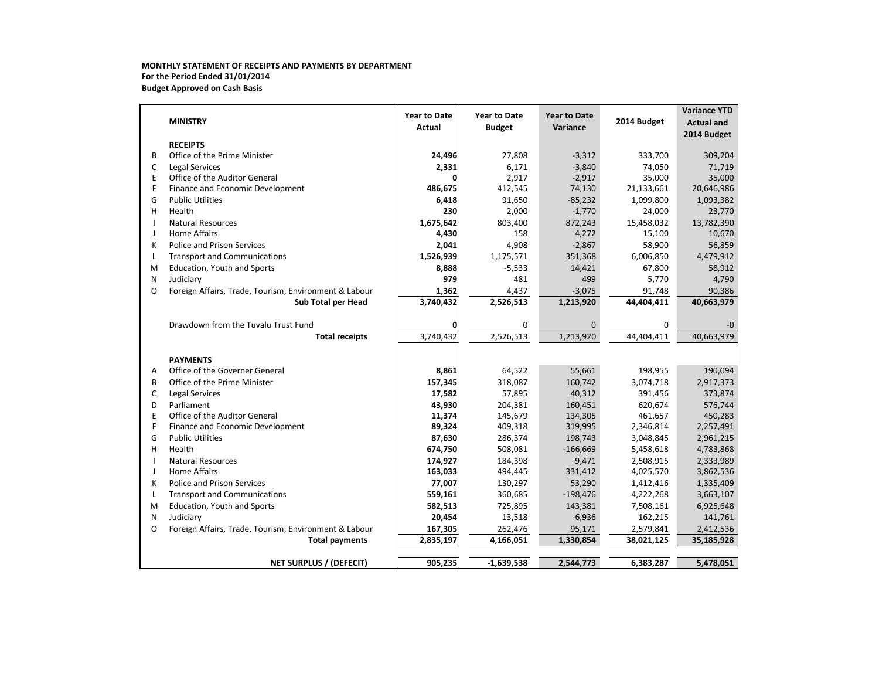**MONTHLY STATEMENT OF RECEIPTS AND PAYMENTS BY DEPARTMENT**
**For the Period Ended 31/01/2014**
**Budget Approved on Cash Basis**

| | MINISTRY | Year to Date Actual | Year to Date Budget | Year to Date Variance | 2014 Budget | Variance YTD Actual and 2014 Budget |
|---|---|---|---|---|---|---|
| | **RECEIPTS** | | | | | |
| B | Office of the Prime Minister | **24,496** | 27,808 | -3,312 | 333,700 | 309,204 |
| C | Legal Services | **2,331** | 6,171 | -3,840 | 74,050 | 71,719 |
| E | Office of the Auditor General | **0** | 2,917 | -2,917 | 35,000 | 35,000 |
| F | Finance and Economic Development | **486,675** | 412,545 | 74,130 | 21,133,661 | 20,646,986 |
| G | Public Utilities | **6,418** | 91,650 | -85,232 | 1,099,800 | 1,093,382 |
| H | Health | **230** | 2,000 | -1,770 | 24,000 | 23,770 |
| I | Natural Resources | **1,675,642** | 803,400 | 872,243 | 15,458,032 | 13,782,390 |
| J | Home Affairs | **4,430** | 158 | 4,272 | 15,100 | 10,670 |
| K | Police and Prison Services | **2,041** | 4,908 | -2,867 | 58,900 | 56,859 |
| L | Transport and Communications | **1,526,939** | 1,175,571 | 351,368 | 6,006,850 | 4,479,912 |
| M | Education, Youth and Sports | **8,888** | -5,533 | 14,421 | 67,800 | 58,912 |
| N | Judiciary | **979** | 481 | 499 | 5,770 | 4,790 |
| O | Foreign Affairs, Trade, Tourism, Environment & Labour | **1,362** | 4,437 | -3,075 | 91,748 | 90,386 |
| | **Sub Total per Head** | **3,740,432** | **2,526,513** | **1,213,920** | **44,404,411** | **40,663,979** |
| | Drawdown from the Tuvalu Trust Fund | **0** | 0 | 0 | 0 | -0 |
| | **Total receipts** | 3,740,432 | 2,526,513 | 1,213,920 | 44,404,411 | 40,663,979 |
| | **PAYMENTS** | | | | | |
| A | Office of the Governer General | **8,861** | 64,522 | 55,661 | 198,955 | 190,094 |
| B | Office of the Prime Minister | **157,345** | 318,087 | 160,742 | 3,074,718 | 2,917,373 |
| C | Legal Services | **17,582** | 57,895 | 40,312 | 391,456 | 373,874 |
| D | Parliament | **43,930** | 204,381 | 160,451 | 620,674 | 576,744 |
| E | Office of the Auditor General | **11,374** | 145,679 | 134,305 | 461,657 | 450,283 |
| F | Finance and Economic Development | **89,324** | 409,318 | 319,995 | 2,346,814 | 2,257,491 |
| G | Public Utilities | **87,630** | 286,374 | 198,743 | 3,048,845 | 2,961,215 |
| H | Health | **674,750** | 508,081 | -166,669 | 5,458,618 | 4,783,868 |
| I | Natural Resources | **174,927** | 184,398 | 9,471 | 2,508,915 | 2,333,989 |
| J | Home Affairs | **163,033** | 494,445 | 331,412 | 4,025,570 | 3,862,536 |
| K | Police and Prison Services | **77,007** | 130,297 | 53,290 | 1,412,416 | 1,335,409 |
| L | Transport and Communications | **559,161** | 360,685 | -198,476 | 4,222,268 | 3,663,107 |
| M | Education, Youth and Sports | **582,513** | 725,895 | 143,381 | 7,508,161 | 6,925,648 |
| N | Judiciary | **20,454** | 13,518 | -6,936 | 162,215 | 141,761 |
| O | Foreign Affairs, Trade, Tourism, Environment & Labour | **167,305** | 262,476 | 95,171 | 2,579,841 | 2,412,536 |
| | **Total payments** | **2,835,197** | **4,166,051** | **1,330,854** | **38,021,125** | **35,185,928** |
| | **NET SURPLUS / (DEFECIT)** | **905,235** | **-1,639,538** | **2,544,773** | **6,383,287** | **5,478,051** |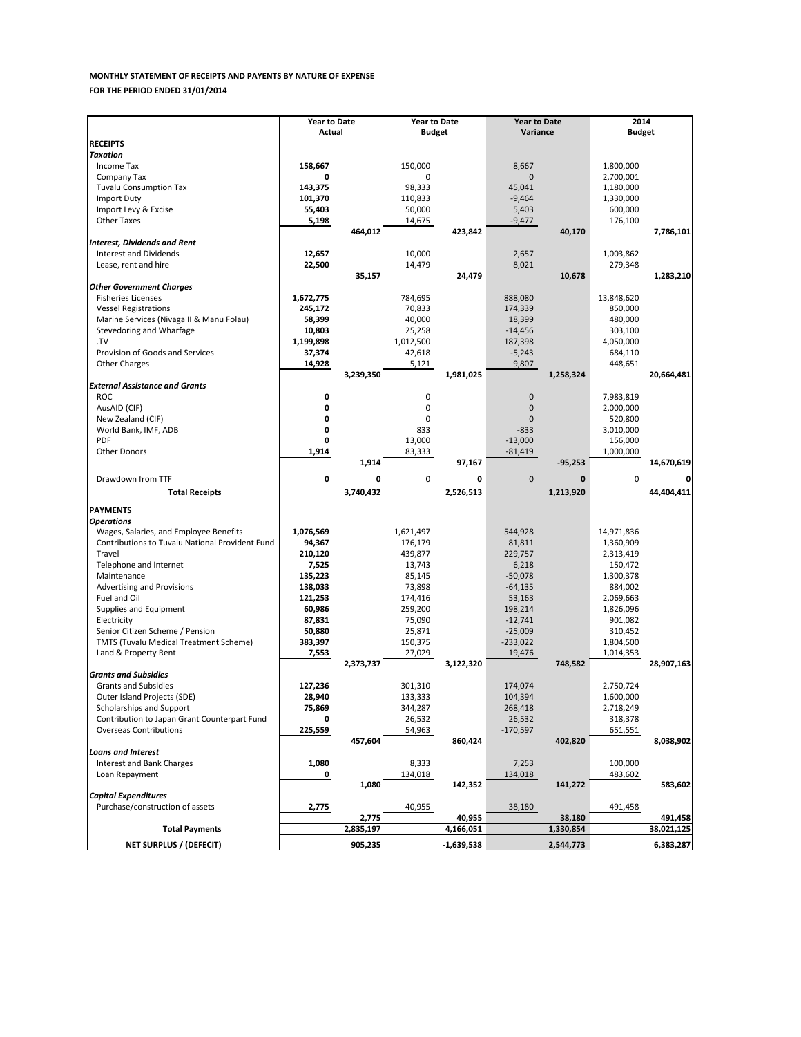**MONTHLY STATEMENT OF RECEIPTS AND PAYENTS BY NATURE OF EXPENSE**

**FOR THE PERIOD ENDED 31/01/2014**

| | Year to Date Actual | | Year to Date Budget | | Year to Date Variance | | 2014 Budget | |
|---|---|---|---|---|---|---|---|---|
| **RECEIPTS** | | | | | | | | |
| ***Taxation*** | | | | | | | | |
| Income Tax | **158,667** | | 150,000 | | 8,667 | | 1,800,000 | |
| Company Tax | **0** | | 0 | | 0 | | 2,700,001 | |
| Tuvalu Consumption Tax | **143,375** | | 98,333 | | 45,041 | | 1,180,000 | |
| Import Duty | **101,370** | | 110,833 | | -9,464 | | 1,330,000 | |
| Import Levy & Excise | **55,403** | | 50,000 | | 5,403 | | 600,000 | |
| Other Taxes | **5,198** | | 14,675 | | -9,477 | | 176,100 | |
| | | **464,012** | | **423,842** | | **40,170** | | **7,786,101** |
| ***Interest, Dividends and Rent*** | | | | | | | | |
| Interest and Dividends | **12,657** | | 10,000 | | 2,657 | | 1,003,862 | |
| Lease, rent and hire | **22,500** | | 14,479 | | 8,021 | | 279,348 | |
| | | **35,157** | | **24,479** | | **10,678** | | **1,283,210** |
| ***Other Government Charges*** | | | | | | | | |
| Fisheries Licenses | **1,672,775** | | 784,695 | | 888,080 | | 13,848,620 | |
| Vessel Registrations | **245,172** | | 70,833 | | 174,339 | | 850,000 | |
| Marine Services (Nivaga II & Manu Folau) | **58,399** | | 40,000 | | 18,399 | | 480,000 | |
| Stevedoring and Wharfage | **10,803** | | 25,258 | | -14,456 | | 303,100 | |
| .TV | **1,199,898** | | 1,012,500 | | 187,398 | | 4,050,000 | |
| Provision of Goods and Services | **37,374** | | 42,618 | | -5,243 | | 684,110 | |
| Other Charges | **14,928** | | 5,121 | | 9,807 | | 448,651 | |
| | | **3,239,350** | | **1,981,025** | | **1,258,324** | | **20,664,481** |
| ***External Assistance and Grants*** | | | | | | | | |
| ROC | **0** | | 0 | | 0 | | 7,983,819 | |
| AusAID (CIF) | **0** | | 0 | | 0 | | 2,000,000 | |
| New Zealand (CIF) | **0** | | 0 | | 0 | | 520,800 | |
| World Bank, IMF, ADB | **0** | | 833 | | -833 | | 3,010,000 | |
| PDF | **0** | | 13,000 | | -13,000 | | 156,000 | |
| Other Donors | **1,914** | | 83,333 | | -81,419 | | 1,000,000 | |
| | | **1,914** | | **97,167** | | **-95,253** | | **14,670,619** |
| Drawdown from TTF | **0** | **0** | 0 | **0** | 0 | **0** | 0 | **0** |
| **Total Receipts** | | **3,740,432** | | **2,526,513** | | **1,213,920** | | **44,404,411** |
| **PAYMENTS** | | | | | | | | |
| ***Operations*** | | | | | | | | |
| Wages, Salaries, and Employee Benefits | **1,076,569** | | 1,621,497 | | 544,928 | | 14,971,836 | |
| Contributions to Tuvalu National Provident Fund | **94,367** | | 176,179 | | 81,811 | | 1,360,909 | |
| Travel | **210,120** | | 439,877 | | 229,757 | | 2,313,419 | |
| Telephone and Internet | **7,525** | | 13,743 | | 6,218 | | 150,472 | |
| Maintenance | **135,223** | | 85,145 | | -50,078 | | 1,300,378 | |
| Advertising and Provisions | **138,033** | | 73,898 | | -64,135 | | 884,002 | |
| Fuel and Oil | **121,253** | | 174,416 | | 53,163 | | 2,069,663 | |
| Supplies and Equipment | **60,986** | | 259,200 | | 198,214 | | 1,826,096 | |
| Electricity | **87,831** | | 75,090 | | -12,741 | | 901,082 | |
| Senior Citizen Scheme / Pension | **50,880** | | 25,871 | | -25,009 | | 310,452 | |
| TMTS (Tuvalu Medical Treatment Scheme) | **383,397** | | 150,375 | | -233,022 | | 1,804,500 | |
| Land & Property Rent | **7,553** | | 27,029 | | 19,476 | | 1,014,353 | |
| | | **2,373,737** | | **3,122,320** | | **748,582** | | **28,907,163** |
| ***Grants and Subsidies*** | | | | | | | | |
| Grants and Subsidies | **127,236** | | 301,310 | | 174,074 | | 2,750,724 | |
| Outer Island Projects (SDE) | **28,940** | | 133,333 | | 104,394 | | 1,600,000 | |
| Scholarships and Support | **75,869** | | 344,287 | | 268,418 | | 2,718,249 | |
| Contribution to Japan Grant Counterpart Fund | **0** | | 26,532 | | 26,532 | | 318,378 | |
| Overseas Contributions | **225,559** | | 54,963 | | -170,597 | | 651,551 | |
| | | **457,604** | | **860,424** | | **402,820** | | **8,038,902** |
| ***Loans and Interest*** | | | | | | | | |
| Interest and Bank Charges | **1,080** | | 8,333 | | 7,253 | | 100,000 | |
| Loan Repayment | **0** | | 134,018 | | 134,018 | | 483,602 | |
| | | **1,080** | | **142,352** | | **141,272** | | **583,602** |
| ***Capital Expenditures*** | | | | | | | | |
| Purchase/construction of assets | **2,775** | | 40,955 | | 38,180 | | 491,458 | |
| | | **2,775** | | **40,955** | | **38,180** | | **491,458** |
| **Total Payments** | | **2,835,197** | | **4,166,051** | | **1,330,854** | | **38,021,125** |
| **NET SURPLUS / (DEFECIT)** | | **905,235** | | **-1,639,538** | | **2,544,773** | | **6,383,287** |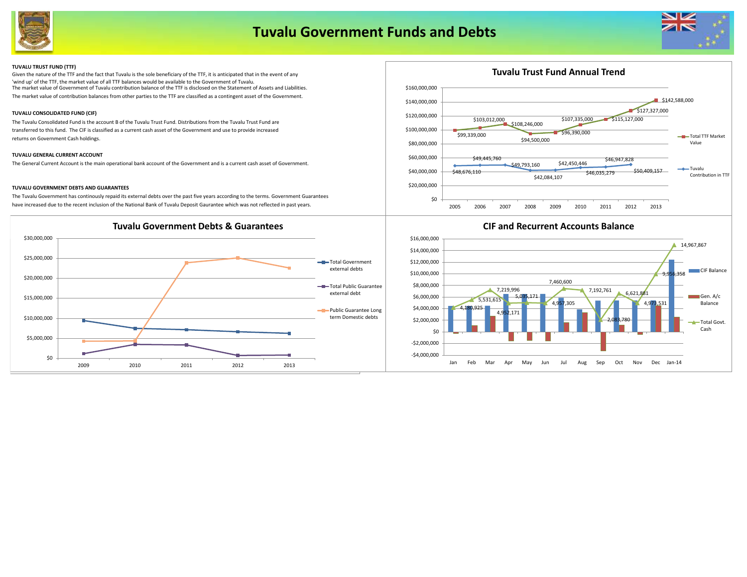# Tuvalu Government Funds and Debts

**TUVALU TRUST FUND (TTF)**

Given the nature of the TTF and the fact that Tuvalu is the sole beneficiary of the TTF, it is anticipated that in the event of any 'wind up' of the TTF, the market value of all TTF balances would be available to the Government of Tuvalu.
The market value of Government of Tuvalu contribution balance of the TTF is disclosed on the Statement of Assets and Liabilities.
The market value of contribution balances from other parties to the TTF are classified as a contingent asset of the Government.

**TUVALU CONSOLIDATED FUND (CIF)**

The Tuvalu Consolidated Fund is the account B of the Tuvalu Trust Fund. Distributions from the Tuvalu Trust Fund are transferred to this fund. The CIF is classified as a current cash asset of the Government and use to provide increased returns on Government Cash holdings.

**TUVALU GENERAL CURRENT ACCOUNT**

The General Current Account is the main operational bank account of the Government and is a current cash asset of Government.

**TUVALU GOVERNMENT DEBTS AND GUARANTEES**

The Tuvalu Government has continously repaid its external debts over the past five years according to the terms. Government Guarantees have increased due to the recent inclusion of the National Bank of Tuvalu Deposit Gaurantee which was not reflected in past years.

## Tuvalu Trust Fund Annual Trend

$160,000,000
$140,000,000
$120,000,000
$100,000,000
$80,000,000
$60,000,000
$40,000,000
$20,000,000
$0

2005 2006 2007 2008 2009 2010 2011 2012 2013

$99,339,000
$103,012,000
$108,246,000
$94,500,000
$96,390,000
$107,335,000
$115,127,000
$127,327,000
$142,588,000

$48,676,110
$49,445,760
$49,793,160
$42,084,107
$42,450,446
$46,035,279
$46,947,828
$50,409,157

Total TTF Market Value
Tuvalu Contribution in TTF

## Tuvalu Government Debts & Guarantees

$30,000,000
$25,000,000
$20,000,000
$15,000,000
$10,000,000
$5,000,000
$0

2009 2010 2011 2012 2013

Total Government external debts
Total Public Guarantee external debt
Public Guarantee Long term Domestic debts

## CIF and Recurrent Accounts Balance

$16,000,000
$14,000,000
$12,000,000
$10,000,000
$8,000,000
$6,000,000
$4,000,000
$2,000,000
$0
-$2,000,000
-$4,000,000

Jan Feb Mar Apr May Jun Jul Aug Sep Oct Nov Dec Jan-14

4,180,925
5,531,615
7,219,996
4,952,171
5,035,171
4,957,305
7,460,600
7,192,761
2,083,780
6,621,881
4,973,531
9,956,358
14,967,867

CIF Balance
Gen. A/c Balance
Total Govt. Cash